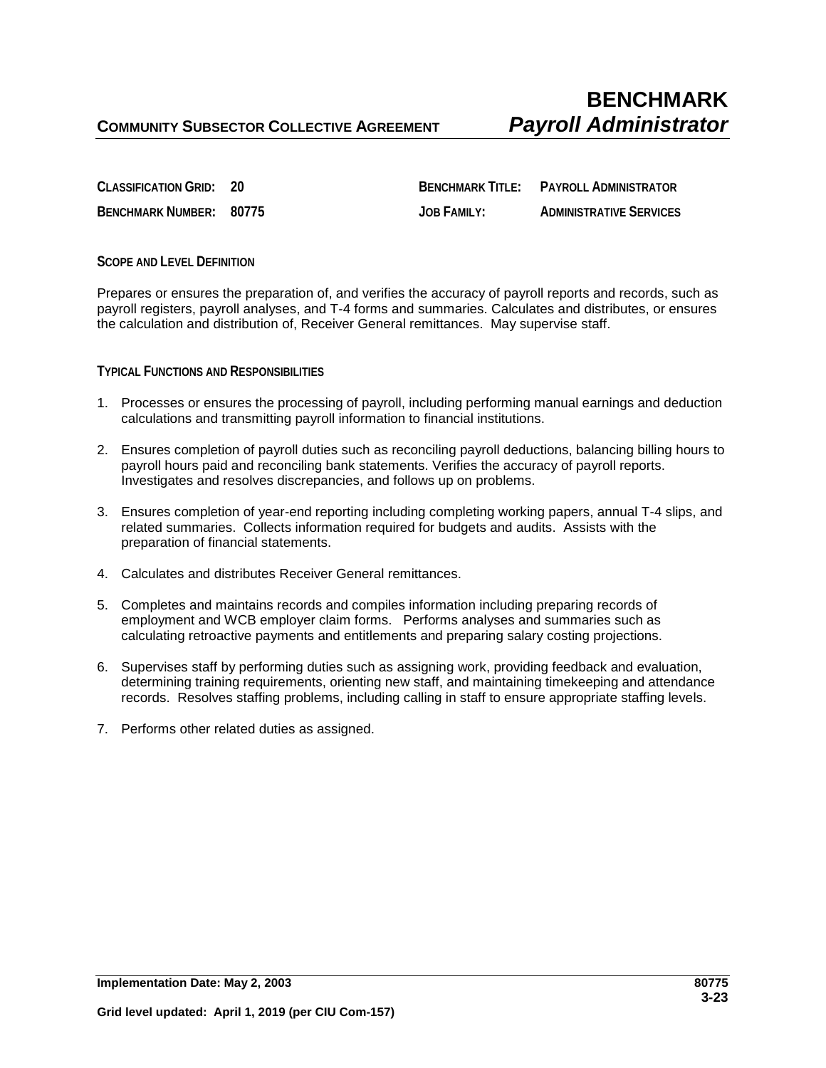**COMMUNITY SUBSECTOR COLLECTIVE AGREEMENT**

# BENCHMARK *Payroll Administrator*

| | | | |
|---|---|---|---|
| **CLASSIFICATION GRID:** | **20** | **BENCHMARK TITLE:** | **PAYROLL ADMINISTRATOR** |
| **BENCHMARK NUMBER:** | **80775** | **JOB FAMILY:** | **ADMINISTRATIVE SERVICES** |

## SCOPE AND LEVEL DEFINITION

Prepares or ensures the preparation of, and verifies the accuracy of payroll reports and records, such as payroll registers, payroll analyses, and T-4 forms and summaries. Calculates and distributes, or ensures the calculation and distribution of, Receiver General remittances. May supervise staff.

## TYPICAL FUNCTIONS AND RESPONSIBILITIES

1. Processes or ensures the processing of payroll, including performing manual earnings and deduction calculations and transmitting payroll information to financial institutions.
2. Ensures completion of payroll duties such as reconciling payroll deductions, balancing billing hours to payroll hours paid and reconciling bank statements. Verifies the accuracy of payroll reports. Investigates and resolves discrepancies, and follows up on problems.
3. Ensures completion of year-end reporting including completing working papers, annual T-4 slips, and related summaries. Collects information required for budgets and audits. Assists with the preparation of financial statements.
4. Calculates and distributes Receiver General remittances.
5. Completes and maintains records and compiles information including preparing records of employment and WCB employer claim forms. Performs analyses and summaries such as calculating retroactive payments and entitlements and preparing salary costing projections.
6. Supervises staff by performing duties such as assigning work, providing feedback and evaluation, determining training requirements, orienting new staff, and maintaining timekeeping and attendance records. Resolves staffing problems, including calling in staff to ensure appropriate staffing levels.
7. Performs other related duties as assigned.

**Implementation Date: May 2, 2003**

**Grid level updated: April 1, 2019 (per CIU Com-157)**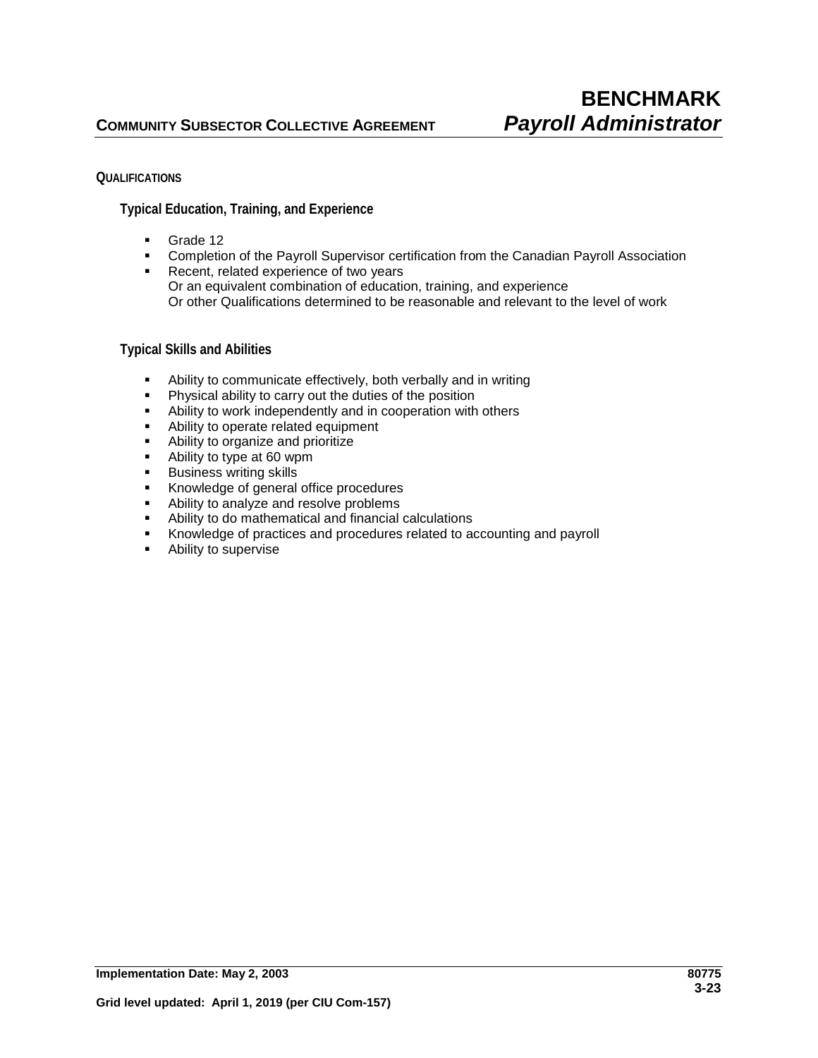## QUALIFICATIONS

### Typical Education, Training, and Experience

- Grade 12
- Completion of the Payroll Supervisor certification from the Canadian Payroll Association
- Recent, related experience of two years
  Or an equivalent combination of education, training, and experience
  Or other Qualifications determined to be reasonable and relevant to the level of work

### Typical Skills and Abilities

- Ability to communicate effectively, both verbally and in writing
- Physical ability to carry out the duties of the position
- Ability to work independently and in cooperation with others
- Ability to operate related equipment
- Ability to organize and prioritize
- Ability to type at 60 wpm
- Business writing skills
- Knowledge of general office procedures
- Ability to analyze and resolve problems
- Ability to do mathematical and financial calculations
- Knowledge of practices and procedures related to accounting and payroll
- Ability to supervise